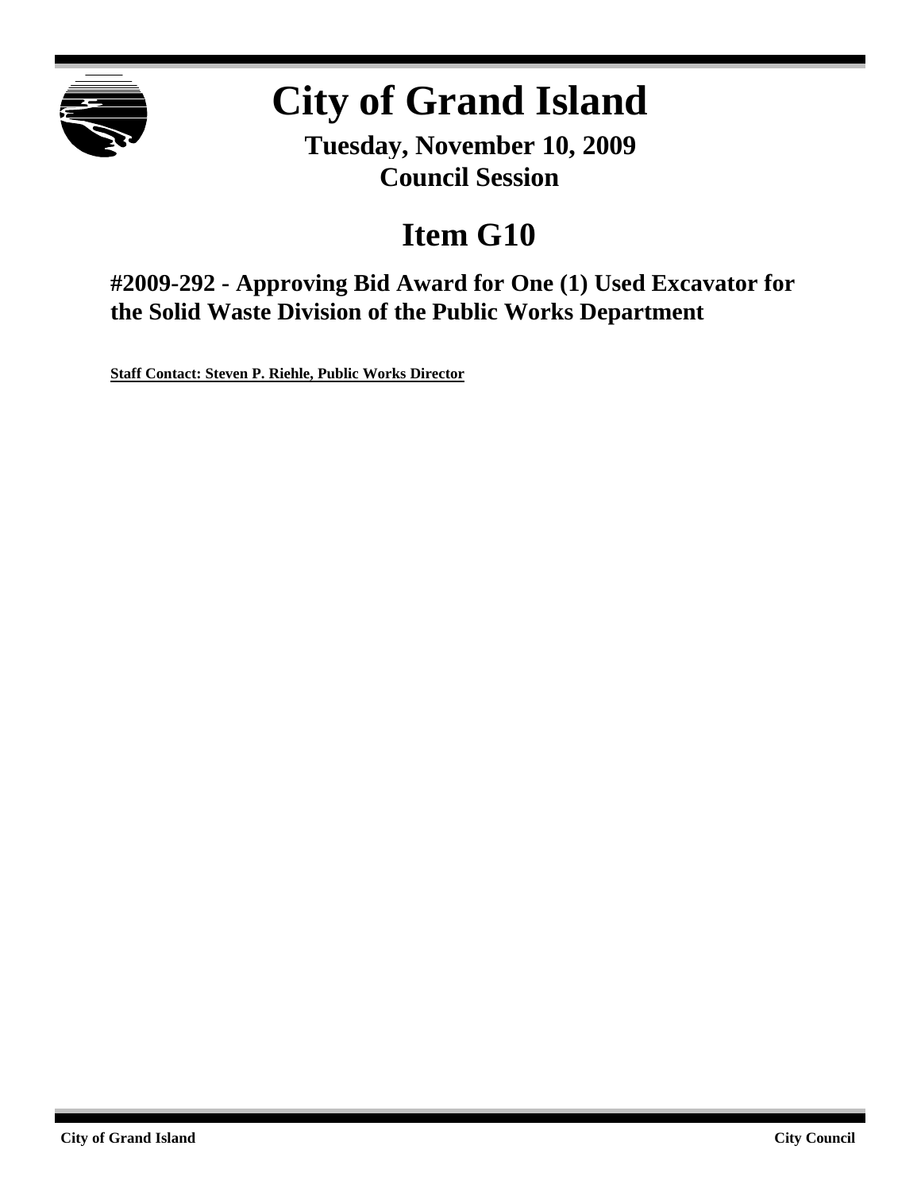# City of Grand Island

**Tuesday, November 10, 2009**
**Council Session**

## Item G10

### #2009-292 - Approving Bid Award for One (1) Used Excavator for the Solid Waste Division of the Public Works Department

**Staff Contact: Steven P. Riehle, Public Works Director**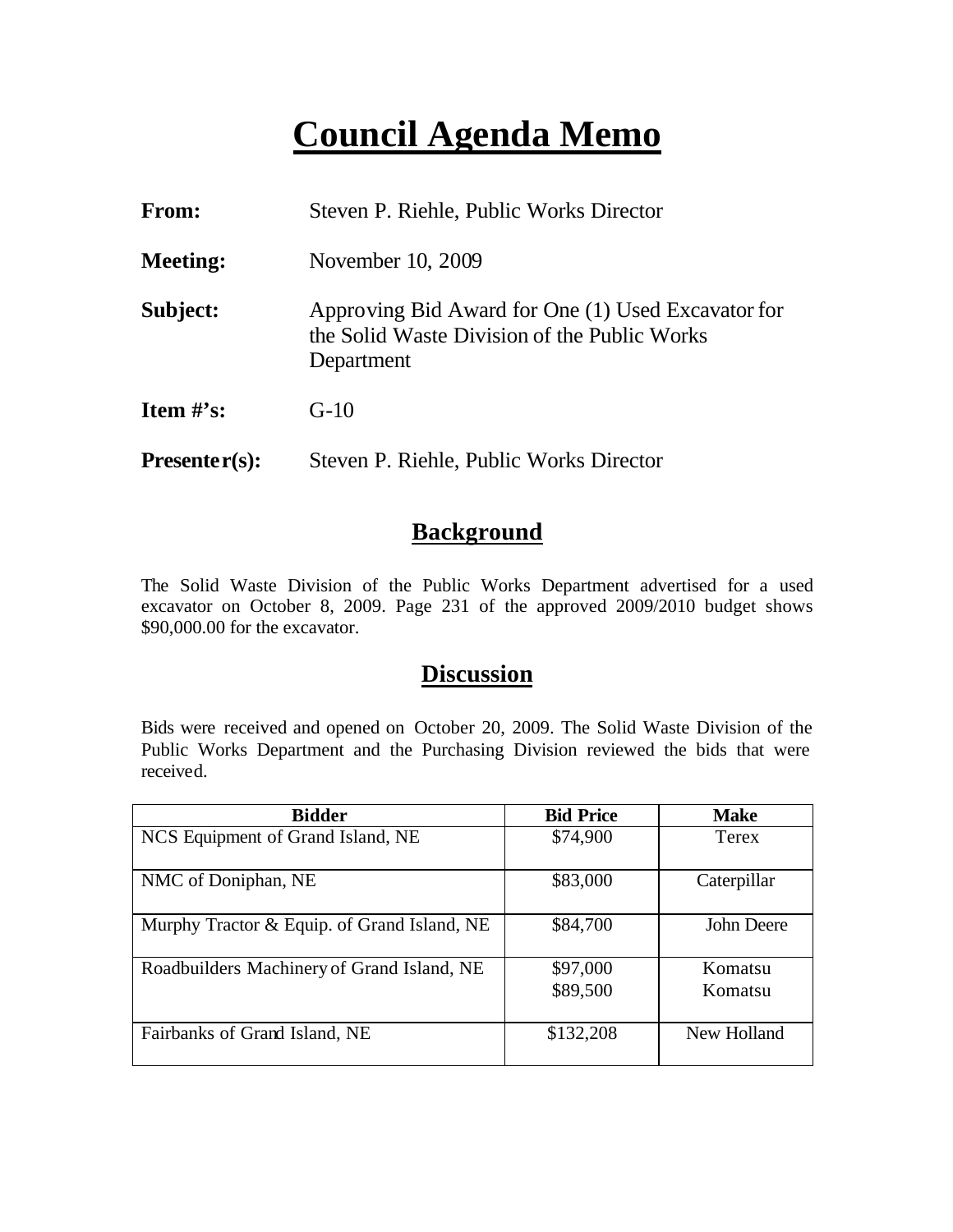# Council Agenda Memo

**From:** Steven P. Riehle, Public Works Director

**Meeting:** November 10, 2009

**Subject:** Approving Bid Award for One (1) Used Excavator for the Solid Waste Division of the Public Works Department

**Item #'s:** G-10

**Presenter(s):** Steven P. Riehle, Public Works Director

## Background

The Solid Waste Division of the Public Works Department advertised for a used excavator on October 8, 2009. Page 231 of the approved 2009/2010 budget shows $90,000.00 for the excavator.

## Discussion

Bids were received and opened on October 20, 2009. The Solid Waste Division of the Public Works Department and the Purchasing Division reviewed the bids that were received.

| Bidder | Bid Price | Make |
|---|---|---|
| NCS Equipment of Grand Island, NE | $74,900 | Terex |
| NMC of Doniphan, NE | $83,000 | Caterpillar |
| Murphy Tractor & Equip. of Grand Island, NE | $84,700 | John Deere |
| Roadbuilders Machinery of Grand Island, NE | $97,000<br>$89,500 | Komatsu<br>Komatsu |
| Fairbanks of Grand Island, NE | $132,208 | New Holland |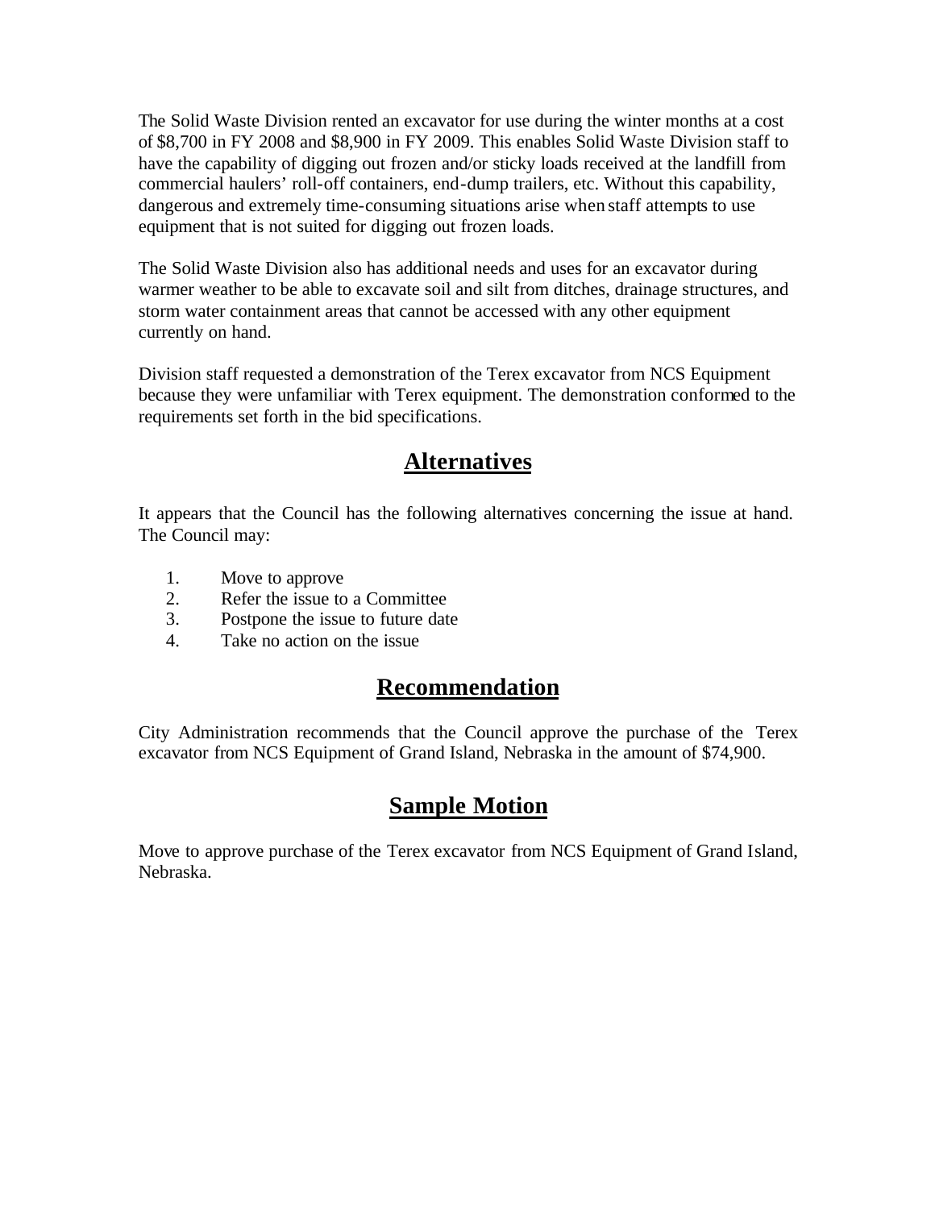The Solid Waste Division rented an excavator for use during the winter months at a cost of $8,700 in FY 2008 and $8,900 in FY 2009. This enables Solid Waste Division staff to have the capability of digging out frozen and/or sticky loads received at the landfill from commercial haulers' roll-off containers, end-dump trailers, etc. Without this capability, dangerous and extremely time-consuming situations arise when staff attempts to use equipment that is not suited for digging out frozen loads.

The Solid Waste Division also has additional needs and uses for an excavator during warmer weather to be able to excavate soil and silt from ditches, drainage structures, and storm water containment areas that cannot be accessed with any other equipment currently on hand.

Division staff requested a demonstration of the Terex excavator from NCS Equipment because they were unfamiliar with Terex equipment. The demonstration conformed to the requirements set forth in the bid specifications.

## Alternatives

It appears that the Council has the following alternatives concerning the issue at hand. The Council may:

1. Move to approve
2. Refer the issue to a Committee
3. Postpone the issue to future date
4. Take no action on the issue

## Recommendation

City Administration recommends that the Council approve the purchase of the Terex excavator from NCS Equipment of Grand Island, Nebraska in the amount of $74,900.

## Sample Motion

Move to approve purchase of the Terex excavator from NCS Equipment of Grand Island, Nebraska.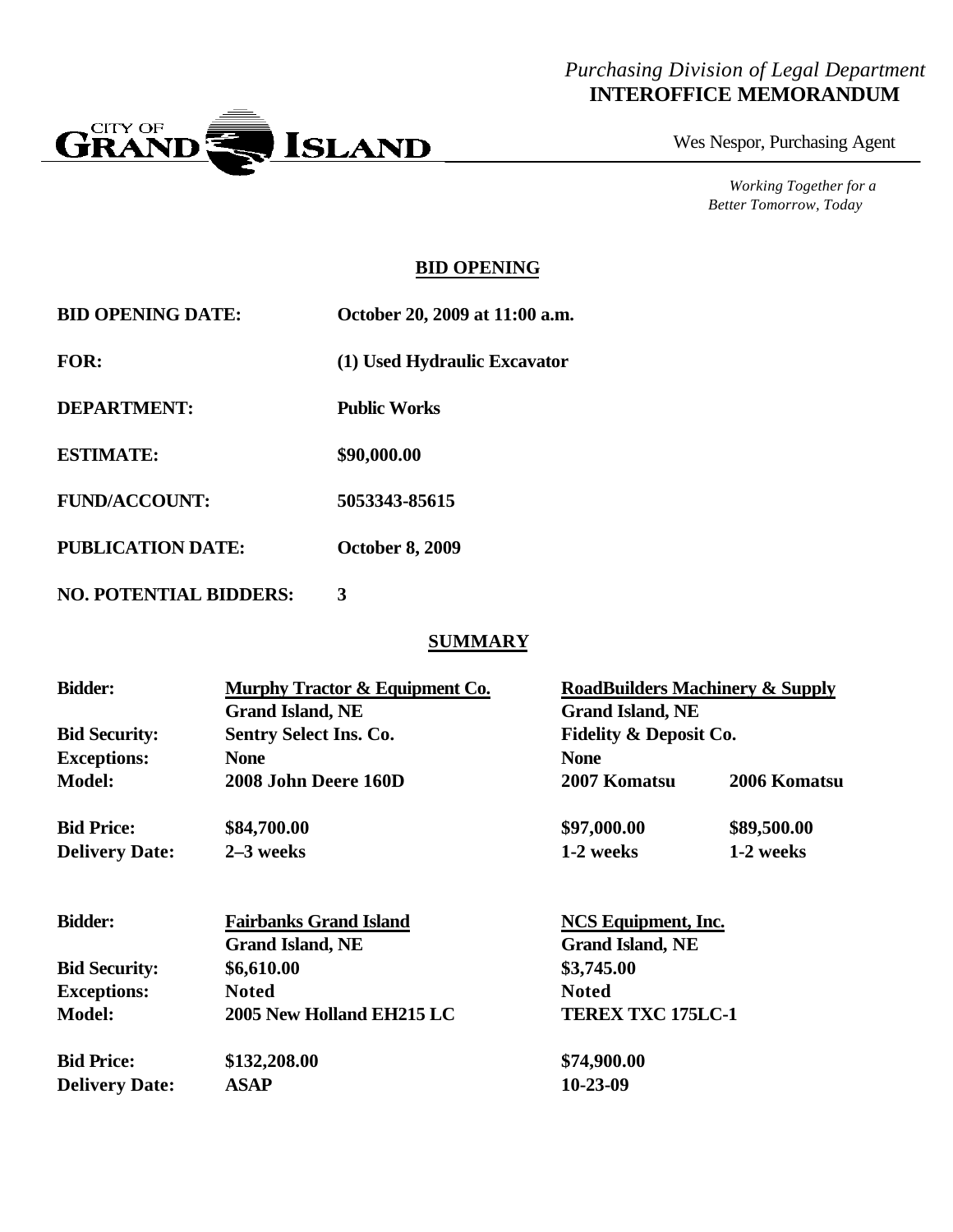*Purchasing Division of Legal Department*
**INTEROFFICE MEMORANDUM**

CITY OF GRAND ISLAND

Wes Nespor, Purchasing Agent

*Working Together for a Better Tomorrow, Today*

## BID OPENING

| | |
|---|---|
| **BID OPENING DATE:** | **October 20, 2009 at 11:00 a.m.** |
| **FOR:** | **(1) Used Hydraulic Excavator** |
| **DEPARTMENT:** | **Public Works** |
| **ESTIMATE:** | **$90,000.00** |
| **FUND/ACCOUNT:** | **5053343-85615** |
| **PUBLICATION DATE:** | **October 8, 2009** |
| **NO. POTENTIAL BIDDERS:** | **3** |

## SUMMARY

| | | | |
|---|---|---|---|
| **Bidder:** | **Murphy Tractor & Equipment Co.** | **RoadBuilders Machinery & Supply** | |
| | **Grand Island, NE** | **Grand Island, NE** | |
| **Bid Security:** | **Sentry Select Ins. Co.** | **Fidelity & Deposit Co.** | |
| **Exceptions:** | **None** | **None** | |
| **Model:** | **2008 John Deere 160D** | **2007 Komatsu** | **2006 Komatsu** |
| **Bid Price:** | **$84,700.00** | **$97,000.00** | **$89,500.00** |
| **Delivery Date:** | **2–3 weeks** | **1-2 weeks** | **1-2 weeks** |

| | | |
|---|---|---|
| **Bidder:** | **Fairbanks Grand Island** | **NCS Equipment, Inc.** |
| | **Grand Island, NE** | **Grand Island, NE** |
| **Bid Security:** | **$6,610.00** | **$3,745.00** |
| **Exceptions:** | **Noted** | **Noted** |
| **Model:** | **2005 New Holland EH215 LC** | **TEREX TXC 175LC-1** |
| **Bid Price:** | **$132,208.00** | **$74,900.00** |
| **Delivery Date:** | **ASAP** | **10-23-09** |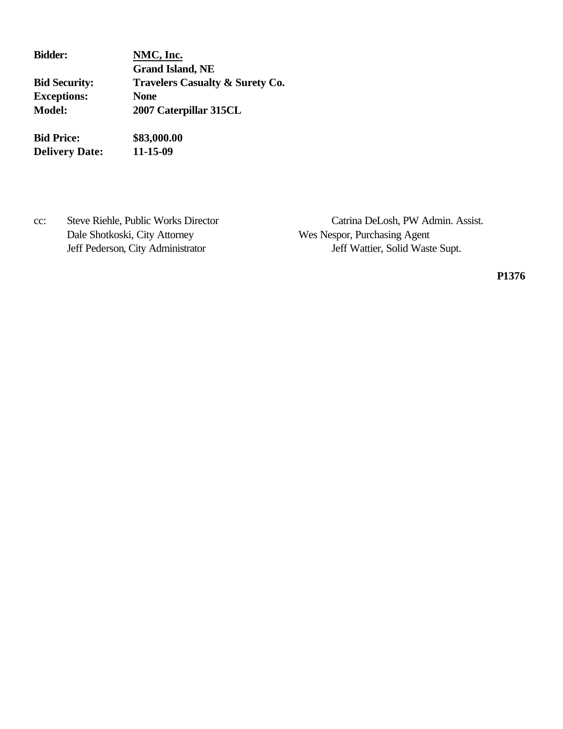**Bidder:** **NMC, Inc.**
**Grand Island, NE**
**Bid Security:** **Travelers Casualty & Surety Co.**
**Exceptions:** **None**
**Model:** **2007 Caterpillar 315CL**

**Bid Price:** **$83,000.00**
**Delivery Date:** **11-15-09**

cc: Steve Riehle, Public Works Director
Dale Shotkoski, City Attorney
Jeff Pederson, City Administrator
Catrina DeLosh, PW Admin. Assist.
Wes Nespor, Purchasing Agent
Jeff Wattier, Solid Waste Supt.

**P1376**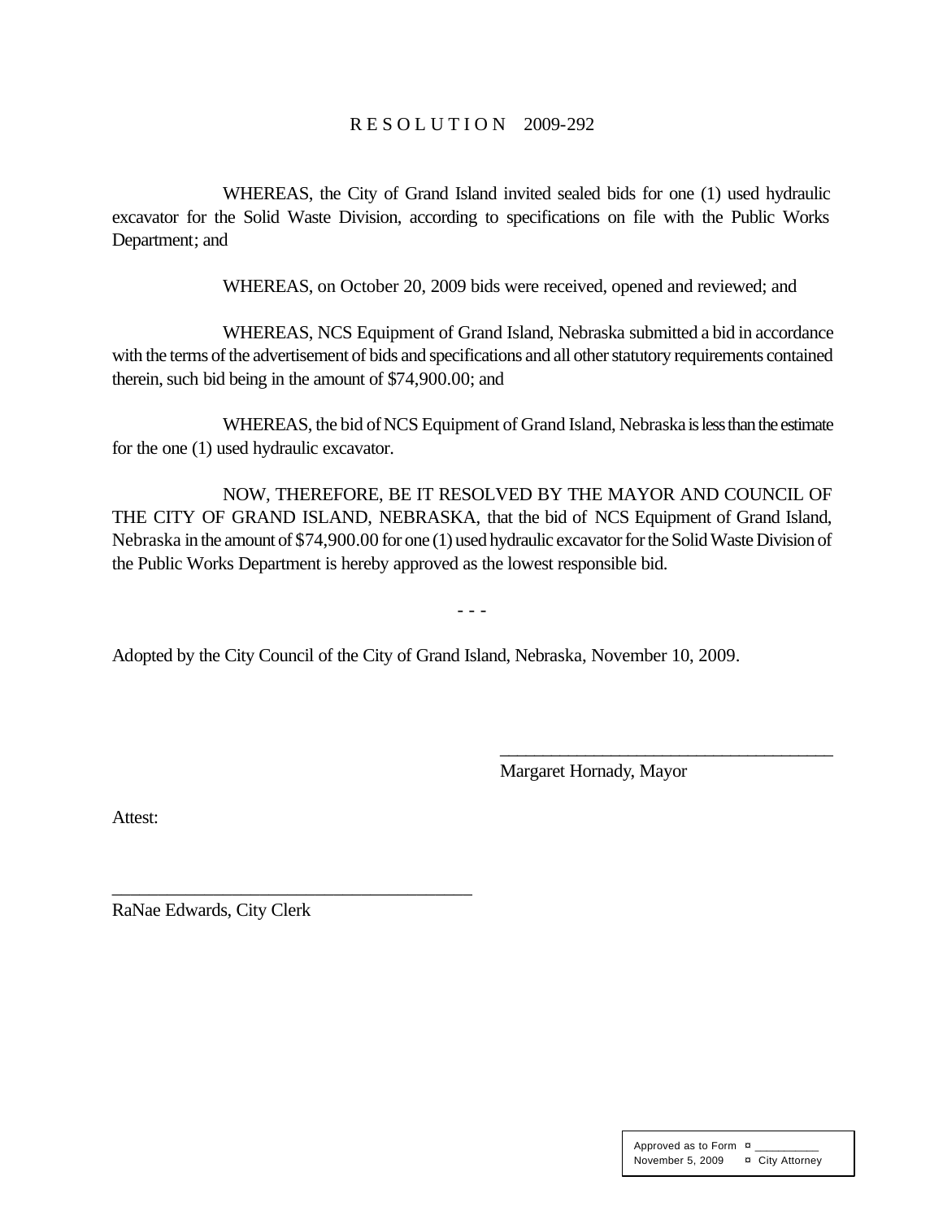# R E S O L U T I O N 2009-292

WHEREAS, the City of Grand Island invited sealed bids for one (1) used hydraulic excavator for the Solid Waste Division, according to specifications on file with the Public Works Department; and

WHEREAS, on October 20, 2009 bids were received, opened and reviewed; and

WHEREAS, NCS Equipment of Grand Island, Nebraska submitted a bid in accordance with the terms of the advertisement of bids and specifications and all other statutory requirements contained therein, such bid being in the amount of $74,900.00; and

WHEREAS, the bid of NCS Equipment of Grand Island, Nebraska is less than the estimate for the one (1) used hydraulic excavator.

NOW, THEREFORE, BE IT RESOLVED BY THE MAYOR AND COUNCIL OF THE CITY OF GRAND ISLAND, NEBRASKA, that the bid of NCS Equipment of Grand Island, Nebraska in the amount of $74,900.00 for one (1) used hydraulic excavator for the Solid Waste Division of the Public Works Department is hereby approved as the lowest responsible bid.

- - -

Adopted by the City Council of the City of Grand Island, Nebraska, November 10, 2009.

_____________________________________
Margaret Hornady, Mayor

Attest:

_______________________________________
RaNae Edwards, City Clerk

| | |
|---|---|
| Approved as to Form ¤ | _________ |
| November 5, 2009 | ¤ City Attorney |